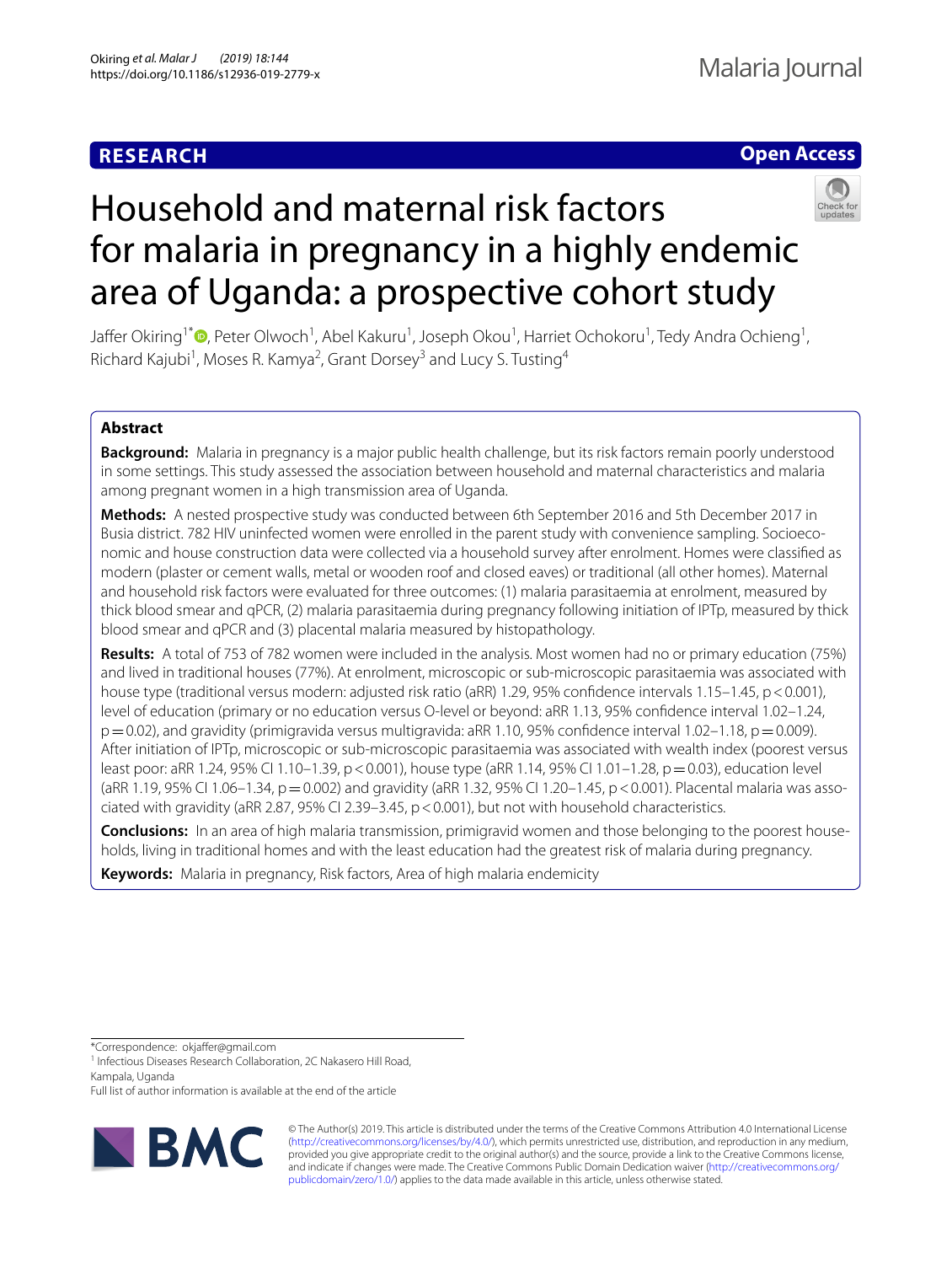RESEARCH

Open Access

# Household and maternal risk factors for malaria in pregnancy in a highly endemic area of Uganda: a prospective cohort study

Jaffer Okiring[1*], Peter Olwoch[1], Abel Kakuru[1], Joseph Okou[1], Harriet Ochokoru[1], Tedy Andra Ochieng[1], Richard Kajubi[1], Moses R. Kamya[2], Grant Dorsey[3] and Lucy S. Tusting[4]

## Abstract

**Background:** Malaria in pregnancy is a major public health challenge, but its risk factors remain poorly understood in some settings. This study assessed the association between household and maternal characteristics and malaria among pregnant women in a high transmission area of Uganda.

**Methods:** A nested prospective study was conducted between 6th September 2016 and 5th December 2017 in Busia district. 782 HIV uninfected women were enrolled in the parent study with convenience sampling. Socioeconomic and house construction data were collected via a household survey after enrolment. Homes were classified as modern (plaster or cement walls, metal or wooden roof and closed eaves) or traditional (all other homes). Maternal and household risk factors were evaluated for three outcomes: (1) malaria parasitaemia at enrolment, measured by thick blood smear and qPCR, (2) malaria parasitaemia during pregnancy following initiation of IPTp, measured by thick blood smear and qPCR and (3) placental malaria measured by histopathology.

**Results:** A total of 753 of 782 women were included in the analysis. Most women had no or primary education (75%) and lived in traditional houses (77%). At enrolment, microscopic or sub-microscopic parasitaemia was associated with house type (traditional versus modern: adjusted risk ratio (aRR) 1.29, 95% confidence intervals 1.15–1.45, $p<0.001$), level of education (primary or no education versus O-level or beyond: aRR 1.13, 95% confidence interval 1.02–1.24, $p=0.02$), and gravidity (primigravida versus multigravida: aRR 1.10, 95% confidence interval 1.02–1.18, $p=0.009$). After initiation of IPTp, microscopic or sub-microscopic parasitaemia was associated with wealth index (poorest versus least poor: aRR 1.24, 95% CI 1.10–1.39, $p<0.001$), house type (aRR 1.14, 95% CI 1.01–1.28, $p=0.03$), education level (aRR 1.19, 95% CI 1.06–1.34, $p=0.002$) and gravidity (aRR 1.32, 95% CI 1.20–1.45, $p<0.001$). Placental malaria was associated with gravidity (aRR 2.87, 95% CI 2.39–3.45, $p<0.001$), but not with household characteristics.

**Conclusions:** In an area of high malaria transmission, primigravid women and those belonging to the poorest households, living in traditional homes and with the least education had the greatest risk of malaria during pregnancy.

**Keywords:** Malaria in pregnancy, Risk factors, Area of high malaria endemicity

*Correspondence: okjaffer@gmail.com
[1] Infectious Diseases Research Collaboration, 2C Nakasero Hill Road, Kampala, Uganda
Full list of author information is available at the end of the article

© The Author(s) 2019. This article is distributed under the terms of the Creative Commons Attribution 4.0 International License (http://creativecommons.org/licenses/by/4.0/), which permits unrestricted use, distribution, and reproduction in any medium, provided you give appropriate credit to the original author(s) and the source, provide a link to the Creative Commons license, and indicate if changes were made. The Creative Commons Public Domain Dedication waiver (http://creativecommons.org/publicdomain/zero/1.0/) applies to the data made available in this article, unless otherwise stated.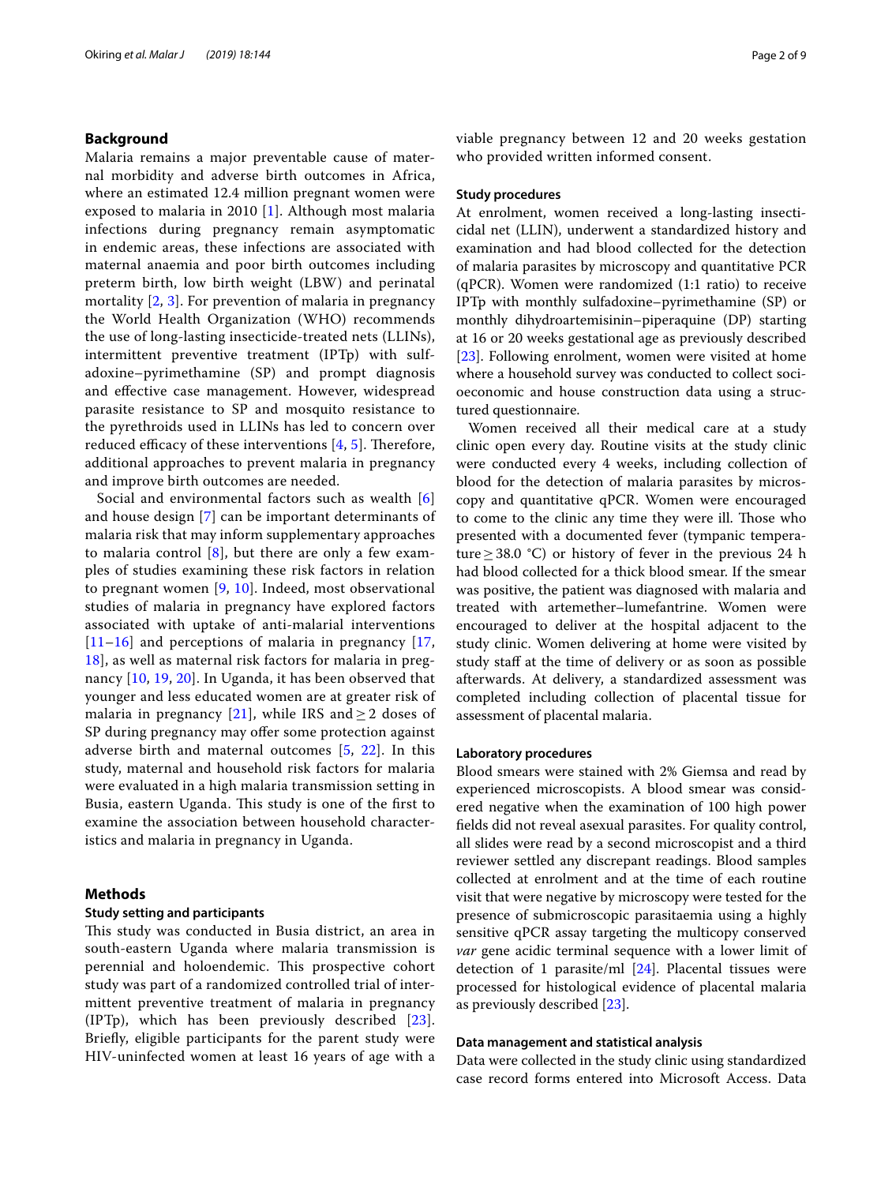## Background

Malaria remains a major preventable cause of maternal morbidity and adverse birth outcomes in Africa, where an estimated 12.4 million pregnant women were exposed to malaria in 2010 [1]. Although most malaria infections during pregnancy remain asymptomatic in endemic areas, these infections are associated with maternal anaemia and poor birth outcomes including preterm birth, low birth weight (LBW) and perinatal mortality [2, 3]. For prevention of malaria in pregnancy the World Health Organization (WHO) recommends the use of long-lasting insecticide-treated nets (LLINs), intermittent preventive treatment (IPTp) with sulfadoxine–pyrimethamine (SP) and prompt diagnosis and effective case management. However, widespread parasite resistance to SP and mosquito resistance to the pyrethroids used in LLINs has led to concern over reduced efficacy of these interventions [4, 5]. Therefore, additional approaches to prevent malaria in pregnancy and improve birth outcomes are needed.

Social and environmental factors such as wealth [6] and house design [7] can be important determinants of malaria risk that may inform supplementary approaches to malaria control [8], but there are only a few examples of studies examining these risk factors in relation to pregnant women [9, 10]. Indeed, most observational studies of malaria in pregnancy have explored factors associated with uptake of anti-malarial interventions [11–16] and perceptions of malaria in pregnancy [17, 18], as well as maternal risk factors for malaria in pregnancy [10, 19, 20]. In Uganda, it has been observed that younger and less educated women are at greater risk of malaria in pregnancy [21], while IRS and ≥ 2 doses of SP during pregnancy may offer some protection against adverse birth and maternal outcomes [5, 22]. In this study, maternal and household risk factors for malaria were evaluated in a high malaria transmission setting in Busia, eastern Uganda. This study is one of the first to examine the association between household characteristics and malaria in pregnancy in Uganda.

## Methods

### Study setting and participants

This study was conducted in Busia district, an area in south-eastern Uganda where malaria transmission is perennial and holoendemic. This prospective cohort study was part of a randomized controlled trial of intermittent preventive treatment of malaria in pregnancy (IPTp), which has been previously described [23]. Briefly, eligible participants for the parent study were HIV-uninfected women at least 16 years of age with a viable pregnancy between 12 and 20 weeks gestation who provided written informed consent.

### Study procedures

At enrolment, women received a long-lasting insecticidal net (LLIN), underwent a standardized history and examination and had blood collected for the detection of malaria parasites by microscopy and quantitative PCR (qPCR). Women were randomized (1:1 ratio) to receive IPTp with monthly sulfadoxine–pyrimethamine (SP) or monthly dihydroartemisinin–piperaquine (DP) starting at 16 or 20 weeks gestational age as previously described [23]. Following enrolment, women were visited at home where a household survey was conducted to collect socioeconomic and house construction data using a structured questionnaire.

Women received all their medical care at a study clinic open every day. Routine visits at the study clinic were conducted every 4 weeks, including collection of blood for the detection of malaria parasites by microscopy and quantitative qPCR. Women were encouraged to come to the clinic any time they were ill. Those who presented with a documented fever (tympanic temperature ≥ 38.0 °C) or history of fever in the previous 24 h had blood collected for a thick blood smear. If the smear was positive, the patient was diagnosed with malaria and treated with artemether–lumefantrine. Women were encouraged to deliver at the hospital adjacent to the study clinic. Women delivering at home were visited by study staff at the time of delivery or as soon as possible afterwards. At delivery, a standardized assessment was completed including collection of placental tissue for assessment of placental malaria.

### Laboratory procedures

Blood smears were stained with 2% Giemsa and read by experienced microscopists. A blood smear was considered negative when the examination of 100 high power fields did not reveal asexual parasites. For quality control, all slides were read by a second microscopist and a third reviewer settled any discrepant readings. Blood samples collected at enrolment and at the time of each routine visit that were negative by microscopy were tested for the presence of submicroscopic parasitaemia using a highly sensitive qPCR assay targeting the multicopy conserved *var* gene acidic terminal sequence with a lower limit of detection of 1 parasite/ml [24]. Placental tissues were processed for histological evidence of placental malaria as previously described [23].

### Data management and statistical analysis

Data were collected in the study clinic using standardized case record forms entered into Microsoft Access. Data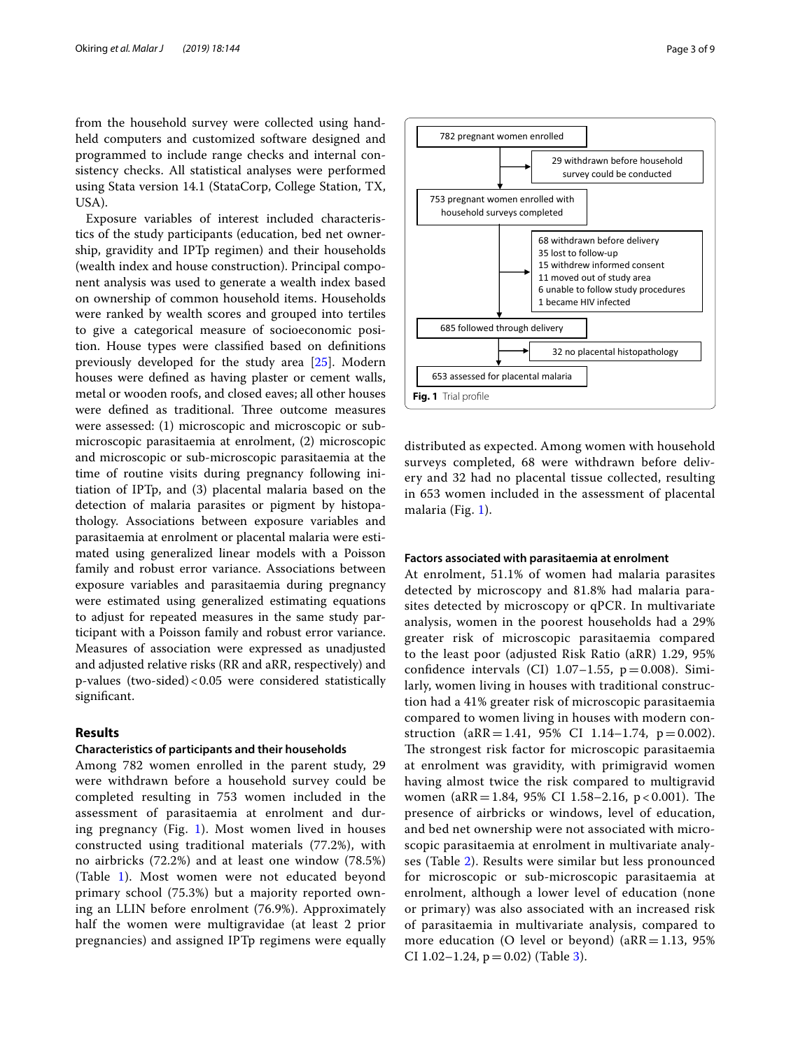from the household survey were collected using handheld computers and customized software designed and programmed to include range checks and internal consistency checks. All statistical analyses were performed using Stata version 14.1 (StataCorp, College Station, TX, USA).

Exposure variables of interest included characteristics of the study participants (education, bed net ownership, gravidity and IPTp regimen) and their households (wealth index and house construction). Principal component analysis was used to generate a wealth index based on ownership of common household items. Households were ranked by wealth scores and grouped into tertiles to give a categorical measure of socioeconomic position. House types were classified based on definitions previously developed for the study area [25]. Modern houses were defined as having plaster or cement walls, metal or wooden roofs, and closed eaves; all other houses were defined as traditional. Three outcome measures were assessed: (1) microscopic and microscopic or sub-microscopic parasitaemia at enrolment, (2) microscopic and microscopic or sub-microscopic parasitaemia at the time of routine visits during pregnancy following initiation of IPTp, and (3) placental malaria based on the detection of malaria parasites or pigment by histopathology. Associations between exposure variables and parasitaemia at enrolment or placental malaria were estimated using generalized linear models with a Poisson family and robust error variance. Associations between exposure variables and parasitaemia during pregnancy were estimated using generalized estimating equations to adjust for repeated measures in the same study participant with a Poisson family and robust error variance. Measures of association were expressed as unadjusted and adjusted relative risks (RR and aRR, respectively) and p-values (two-sided) < 0.05 were considered statistically significant.

## Results

### Characteristics of participants and their households

Among 782 women enrolled in the parent study, 29 were withdrawn before a household survey could be completed resulting in 753 women included in the assessment of parasitaemia at enrolment and during pregnancy (Fig. 1). Most women lived in houses constructed using traditional materials (77.2%), with no airbricks (72.2%) and at least one window (78.5%) (Table 1). Most women were not educated beyond primary school (75.3%) but a majority reported owning an LLIN before enrolment (76.9%). Approximately half the women were multigravidae (at least 2 prior pregnancies) and assigned IPTp regimens were equally distributed as expected. Among women with household surveys completed, 68 were withdrawn before delivery and 32 had no placental tissue collected, resulting in 653 women included in the assessment of placental malaria (Fig. 1).

782 pregnant women enrolled
→ 29 withdrawn before household survey could be conducted

753 pregnant women enrolled with household surveys completed
→ 68 withdrawn before delivery
- 35 lost to follow-up
- 15 withdrew informed consent
- 11 moved out of study area
- 6 unable to follow study procedures
- 1 became HIV infected

685 followed through delivery
→ 32 no placental histopathology

653 assessed for placental malaria

**Fig. 1** Trial profile

### Factors associated with parasitaemia at enrolment

At enrolment, 51.1% of women had malaria parasites detected by microscopy and 81.8% had malaria parasites detected by microscopy or qPCR. In multivariate analysis, women in the poorest households had a 29% greater risk of microscopic parasitaemia compared to the least poor (adjusted Risk Ratio (aRR) 1.29, 95% confidence intervals (CI) 1.07–1.55, p = 0.008). Similarly, women living in houses with traditional construction had a 41% greater risk of microscopic parasitaemia compared to women living in houses with modern construction (aRR = 1.41, 95% CI 1.14–1.74, p = 0.002). The strongest risk factor for microscopic parasitaemia at enrolment was gravidity, with primigravid women having almost twice the risk compared to multigravid women (aRR = 1.84, 95% CI 1.58–2.16, p < 0.001). The presence of airbricks or windows, level of education, and bed net ownership were not associated with microscopic parasitaemia at enrolment in multivariate analyses (Table 2). Results were similar but less pronounced for microscopic or sub-microscopic parasitaemia at enrolment, although a lower level of education (none or primary) was also associated with an increased risk of parasitaemia in multivariate analysis, compared to more education (O level or beyond) (aRR = 1.13, 95% CI 1.02–1.24, p = 0.02) (Table 3).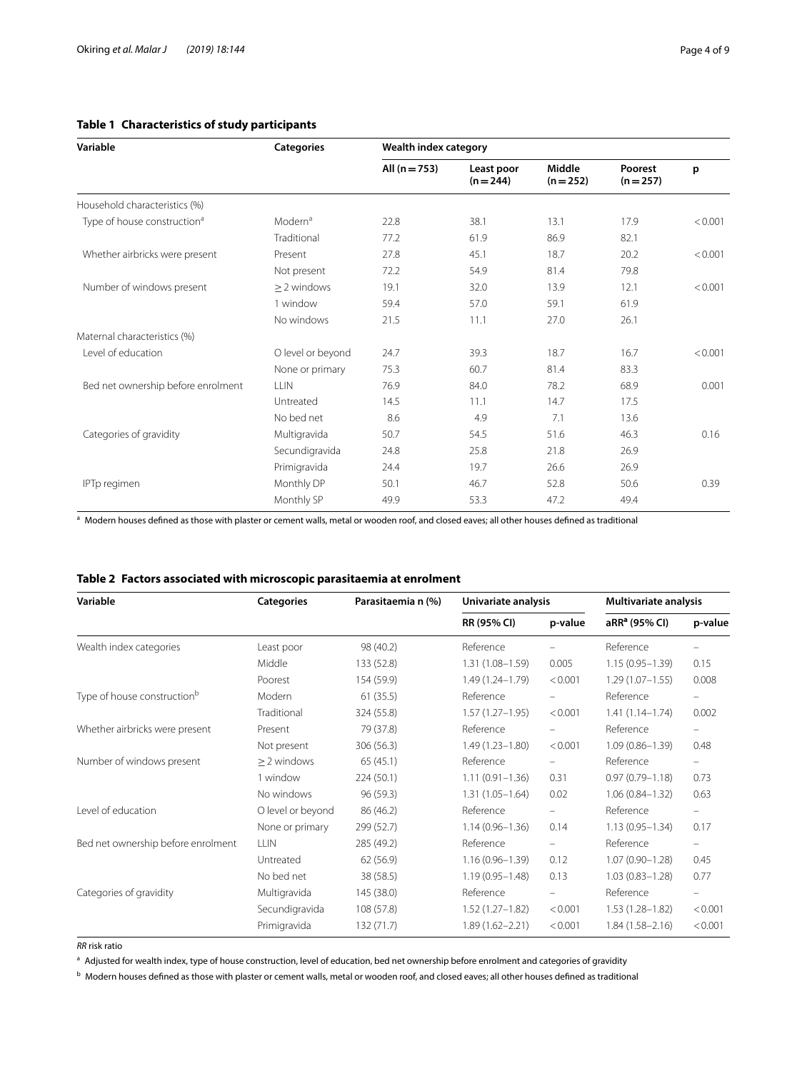**Table 1 Characteristics of study participants**

| Variable | Categories | Wealth index category | | | | |
|---|---|---|---|---|---|---|
| | | All (n = 753) | Least poor (n = 244) | Middle (n = 252) | Poorest (n = 257) | p |
| Household characteristics (%) | | | | | | |
| Type of house construction[a] | Modern[a] | 22.8 | 38.1 | 13.1 | 17.9 | < 0.001 |
| | Traditional | 77.2 | 61.9 | 86.9 | 82.1 | |
| Whether airbricks were present | Present | 27.8 | 45.1 | 18.7 | 20.2 | < 0.001 |
| | Not present | 72.2 | 54.9 | 81.4 | 79.8 | |
| Number of windows present | ≥ 2 windows | 19.1 | 32.0 | 13.9 | 12.1 | < 0.001 |
| | 1 window | 59.4 | 57.0 | 59.1 | 61.9 | |
| | No windows | 21.5 | 11.1 | 27.0 | 26.1 | |
| Maternal characteristics (%) | | | | | | |
| Level of education | O level or beyond | 24.7 | 39.3 | 18.7 | 16.7 | < 0.001 |
| | None or primary | 75.3 | 60.7 | 81.4 | 83.3 | |
| Bed net ownership before enrolment | LLIN | 76.9 | 84.0 | 78.2 | 68.9 | 0.001 |
| | Untreated | 14.5 | 11.1 | 14.7 | 17.5 | |
| | No bed net | 8.6 | 4.9 | 7.1 | 13.6 | |
| Categories of gravidity | Multigravida | 50.7 | 54.5 | 51.6 | 46.3 | 0.16 |
| | Secundigravida | 24.8 | 25.8 | 21.8 | 26.9 | |
| | Primigravida | 24.4 | 19.7 | 26.6 | 26.9 | |
| IPTp regimen | Monthly DP | 50.1 | 46.7 | 52.8 | 50.6 | 0.39 |
| | Monthly SP | 49.9 | 53.3 | 47.2 | 49.4 | |

[a] Modern houses defined as those with plaster or cement walls, metal or wooden roof, and closed eaves; all other houses defined as traditional

**Table 2 Factors associated with microscopic parasitaemia at enrolment**

| Variable | Categories | Parasitaemia n (%) | Univariate analysis | | Multivariate analysis | |
|---|---|---|---|---|---|---|
| | | | RR (95% CI) | p-value | aRR[a] (95% CI) | p-value |
| Wealth index categories | Least poor | 98 (40.2) | Reference | – | Reference | – |
| | Middle | 133 (52.8) | 1.31 (1.08–1.59) | 0.005 | 1.15 (0.95–1.39) | 0.15 |
| | Poorest | 154 (59.9) | 1.49 (1.24–1.79) | < 0.001 | 1.29 (1.07–1.55) | 0.008 |
| Type of house construction[b] | Modern | 61 (35.5) | Reference | – | Reference | – |
| | Traditional | 324 (55.8) | 1.57 (1.27–1.95) | < 0.001 | 1.41 (1.14–1.74) | 0.002 |
| Whether airbricks were present | Present | 79 (37.8) | Reference | – | Reference | – |
| | Not present | 306 (56.3) | 1.49 (1.23–1.80) | < 0.001 | 1.09 (0.86–1.39) | 0.48 |
| Number of windows present | ≥ 2 windows | 65 (45.1) | Reference | – | Reference | – |
| | 1 window | 224 (50.1) | 1.11 (0.91–1.36) | 0.31 | 0.97 (0.79–1.18) | 0.73 |
| | No windows | 96 (59.3) | 1.31 (1.05–1.64) | 0.02 | 1.06 (0.84–1.32) | 0.63 |
| Level of education | O level or beyond | 86 (46.2) | Reference | – | Reference | – |
| | None or primary | 299 (52.7) | 1.14 (0.96–1.36) | 0.14 | 1.13 (0.95–1.34) | 0.17 |
| Bed net ownership before enrolment | LLIN | 285 (49.2) | Reference | – | Reference | – |
| | Untreated | 62 (56.9) | 1.16 (0.96–1.39) | 0.12 | 1.07 (0.90–1.28) | 0.45 |
| | No bed net | 38 (58.5) | 1.19 (0.95–1.48) | 0.13 | 1.03 (0.83–1.28) | 0.77 |
| Categories of gravidity | Multigravida | 145 (38.0) | Reference | – | Reference | – |
| | Secundigravida | 108 (57.8) | 1.52 (1.27–1.82) | < 0.001 | 1.53 (1.28–1.82) | < 0.001 |
| | Primigravida | 132 (71.7) | 1.89 (1.62–2.21) | < 0.001 | 1.84 (1.58–2.16) | < 0.001 |

*RR* risk ratio

[a] Adjusted for wealth index, type of house construction, level of education, bed net ownership before enrolment and categories of gravidity

[b] Modern houses defined as those with plaster or cement walls, metal or wooden roof, and closed eaves; all other houses defined as traditional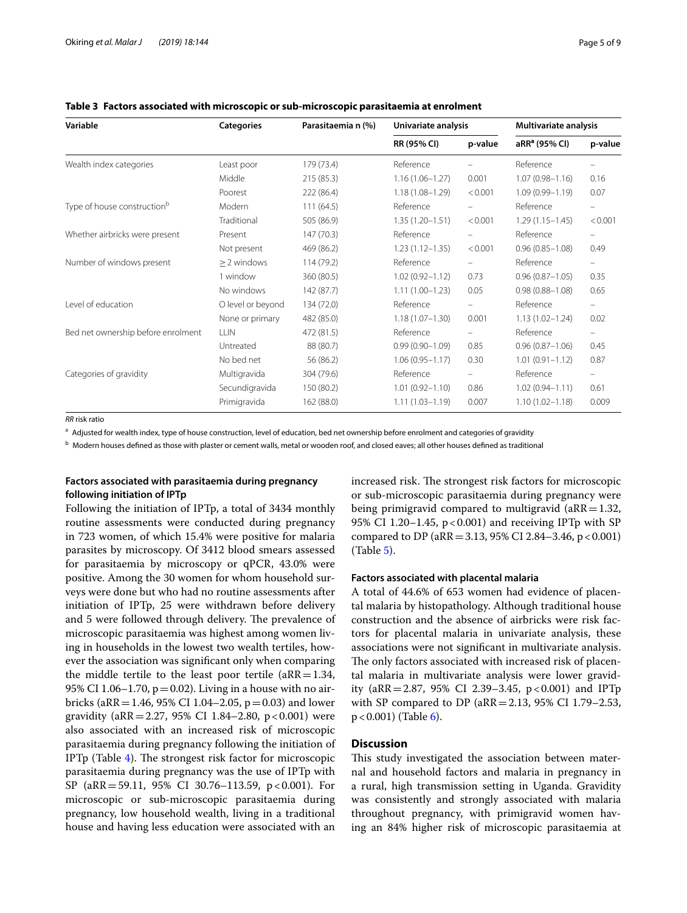**Table 3 Factors associated with microscopic or sub-microscopic parasitaemia at enrolment**

| Variable | Categories | Parasitaemia n (%) | Univariate analysis | | Multivariate analysis | |
|---|---|---|---|---|---|---|
| | | | RR (95% CI) | p-value | aRR[a] (95% CI) | p-value |
| Wealth index categories | Least poor | 179 (73.4) | Reference | – | Reference | – |
| | Middle | 215 (85.3) | 1.16 (1.06–1.27) | 0.001 | 1.07 (0.98–1.16) | 0.16 |
| | Poorest | 222 (86.4) | 1.18 (1.08–1.29) | < 0.001 | 1.09 (0.99–1.19) | 0.07 |
| Type of house construction[b] | Modern | 111 (64.5) | Reference | – | Reference | – |
| | Traditional | 505 (86.9) | 1.35 (1.20–1.51) | < 0.001 | 1.29 (1.15–1.45) | < 0.001 |
| Whether airbricks were present | Present | 147 (70.3) | Reference | – | Reference | – |
| | Not present | 469 (86.2) | 1.23 (1.12–1.35) | < 0.001 | 0.96 (0.85–1.08) | 0.49 |
| Number of windows present | ≥ 2 windows | 114 (79.2) | Reference | – | Reference | – |
| | 1 window | 360 (80.5) | 1.02 (0.92–1.12) | 0.73 | 0.96 (0.87–1.05) | 0.35 |
| | No windows | 142 (87.7) | 1.11 (1.00–1.23) | 0.05 | 0.98 (0.88–1.08) | 0.65 |
| Level of education | O level or beyond | 134 (72.0) | Reference | – | Reference | – |
| | None or primary | 482 (85.0) | 1.18 (1.07–1.30) | 0.001 | 1.13 (1.02–1.24) | 0.02 |
| Bed net ownership before enrolment | LLIN | 472 (81.5) | Reference | – | Reference | – |
| | Untreated | 88 (80.7) | 0.99 (0.90–1.09) | 0.85 | 0.96 (0.87–1.06) | 0.45 |
| | No bed net | 56 (86.2) | 1.06 (0.95–1.17) | 0.30 | 1.01 (0.91–1.12) | 0.87 |
| Categories of gravidity | Multigravida | 304 (79.6) | Reference | – | Reference | – |
| | Secundigravida | 150 (80.2) | 1.01 (0.92–1.10) | 0.86 | 1.02 (0.94–1.11) | 0.61 |
| | Primigravida | 162 (88.0) | 1.11 (1.03–1.19) | 0.007 | 1.10 (1.02–1.18) | 0.009 |

*RR* risk ratio

[a] Adjusted for wealth index, type of house construction, level of education, bed net ownership before enrolment and categories of gravidity

[b] Modern houses defined as those with plaster or cement walls, metal or wooden roof, and closed eaves; all other houses defined as traditional

### Factors associated with parasitaemia during pregnancy following initiation of IPTp

Following the initiation of IPTp, a total of 3434 monthly routine assessments were conducted during pregnancy in 723 women, of which 15.4% were positive for malaria parasites by microscopy. Of 3412 blood smears assessed for parasitaemia by microscopy or qPCR, 43.0% were positive. Among the 30 women for whom household surveys were done but who had no routine assessments after initiation of IPTp, 25 were withdrawn before delivery and 5 were followed through delivery. The prevalence of microscopic parasitaemia was highest among women living in households in the lowest two wealth tertiles, however the association was significant only when comparing the middle tertile to the least poor tertile (aRR = 1.34, 95% CI 1.06–1.70, p = 0.02). Living in a house with no airbricks (aRR = 1.46, 95% CI 1.04–2.05, p = 0.03) and lower gravidity (aRR = 2.27, 95% CI 1.84–2.80, p < 0.001) were also associated with an increased risk of microscopic parasitaemia during pregnancy following the initiation of IPTp (Table 4). The strongest risk factor for microscopic parasitaemia during pregnancy was the use of IPTp with SP (aRR = 59.11, 95% CI 30.76–113.59, p < 0.001). For microscopic or sub-microscopic parasitaemia during pregnancy, low household wealth, living in a traditional house and having less education were associated with an increased risk. The strongest risk factors for microscopic or sub-microscopic parasitaemia during pregnancy were being primigravid compared to multigravid (aRR = 1.32, 95% CI 1.20–1.45, p < 0.001) and receiving IPTp with SP compared to DP (aRR = 3.13, 95% CI 2.84–3.46, p < 0.001) (Table 5).

### Factors associated with placental malaria

A total of 44.6% of 653 women had evidence of placental malaria by histopathology. Although traditional house construction and the absence of airbricks were risk factors for placental malaria in univariate analysis, these associations were not significant in multivariate analysis. The only factors associated with increased risk of placental malaria in multivariate analysis were lower gravidity (aRR = 2.87, 95% CI 2.39–3.45, p < 0.001) and IPTp with SP compared to DP (aRR = 2.13, 95% CI 1.79–2.53, p < 0.001) (Table 6).

## Discussion

This study investigated the association between maternal and household factors and malaria in pregnancy in a rural, high transmission setting in Uganda. Gravidity was consistently and strongly associated with malaria throughout pregnancy, with primigravid women having an 84% higher risk of microscopic parasitaemia at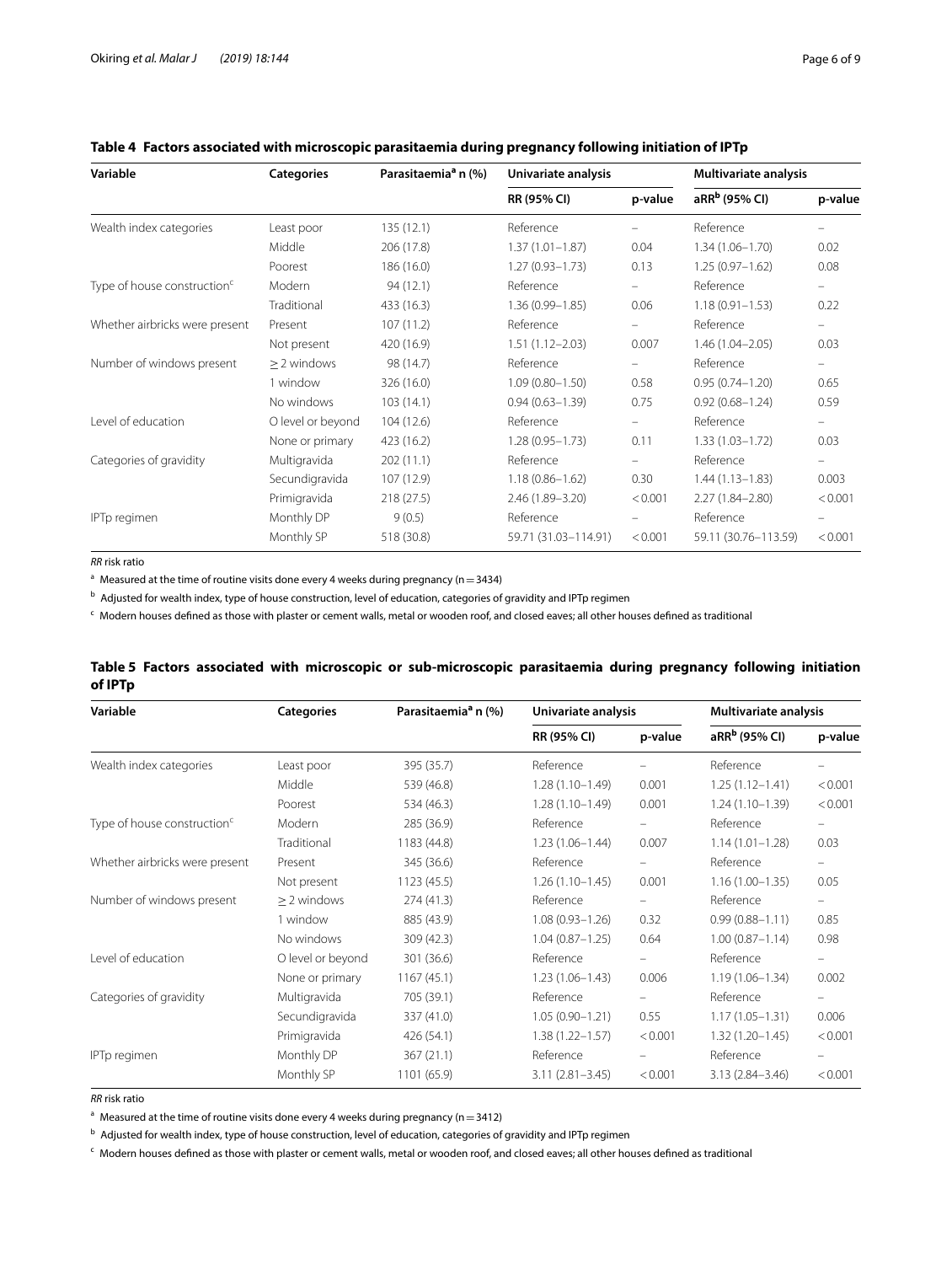**Table 4 Factors associated with microscopic parasitaemia during pregnancy following initiation of IPTp**

| Variable | Categories | Parasitaemia[a] n (%) | Univariate analysis | | Multivariate analysis | |
|---|---|---|---|---|---|---|
| | | | RR (95% CI) | p-value | aRR[b] (95% CI) | p-value |
| Wealth index categories | Least poor | 135 (12.1) | Reference | – | Reference | – |
| | Middle | 206 (17.8) | 1.37 (1.01–1.87) | 0.04 | 1.34 (1.06–1.70) | 0.02 |
| | Poorest | 186 (16.0) | 1.27 (0.93–1.73) | 0.13 | 1.25 (0.97–1.62) | 0.08 |
| Type of house construction[c] | Modern | 94 (12.1) | Reference | – | Reference | – |
| | Traditional | 433 (16.3) | 1.36 (0.99–1.85) | 0.06 | 1.18 (0.91–1.53) | 0.22 |
| Whether airbricks were present | Present | 107 (11.2) | Reference | – | Reference | – |
| | Not present | 420 (16.9) | 1.51 (1.12–2.03) | 0.007 | 1.46 (1.04–2.05) | 0.03 |
| Number of windows present | ≥ 2 windows | 98 (14.7) | Reference | – | Reference | – |
| | 1 window | 326 (16.0) | 1.09 (0.80–1.50) | 0.58 | 0.95 (0.74–1.20) | 0.65 |
| | No windows | 103 (14.1) | 0.94 (0.63–1.39) | 0.75 | 0.92 (0.68–1.24) | 0.59 |
| Level of education | O level or beyond | 104 (12.6) | Reference | – | Reference | – |
| | None or primary | 423 (16.2) | 1.28 (0.95–1.73) | 0.11 | 1.33 (1.03–1.72) | 0.03 |
| Categories of gravidity | Multigravida | 202 (11.1) | Reference | – | Reference | – |
| | Secundigravida | 107 (12.9) | 1.18 (0.86–1.62) | 0.30 | 1.44 (1.13–1.83) | 0.003 |
| | Primigravida | 218 (27.5) | 2.46 (1.89–3.20) | < 0.001 | 2.27 (1.84–2.80) | < 0.001 |
| IPTp regimen | Monthly DP | 9 (0.5) | Reference | – | Reference | – |
| | Monthly SP | 518 (30.8) | 59.71 (31.03–114.91) | < 0.001 | 59.11 (30.76–113.59) | < 0.001 |

*RR* risk ratio

[a] Measured at the time of routine visits done every 4 weeks during pregnancy (n = 3434)

[b] Adjusted for wealth index, type of house construction, level of education, categories of gravidity and IPTp regimen

[c] Modern houses defined as those with plaster or cement walls, metal or wooden roof, and closed eaves; all other houses defined as traditional

**Table 5 Factors associated with microscopic or sub-microscopic parasitaemia during pregnancy following initiation of IPTp**

| Variable | Categories | Parasitaemia[a] n (%) | Univariate analysis | | Multivariate analysis | |
|---|---|---|---|---|---|---|
| | | | RR (95% CI) | p-value | aRR[b] (95% CI) | p-value |
| Wealth index categories | Least poor | 395 (35.7) | Reference | – | Reference | – |
| | Middle | 539 (46.8) | 1.28 (1.10–1.49) | 0.001 | 1.25 (1.12–1.41) | < 0.001 |
| | Poorest | 534 (46.3) | 1.28 (1.10–1.49) | 0.001 | 1.24 (1.10–1.39) | < 0.001 |
| Type of house construction[c] | Modern | 285 (36.9) | Reference | – | Reference | – |
| | Traditional | 1183 (44.8) | 1.23 (1.06–1.44) | 0.007 | 1.14 (1.01–1.28) | 0.03 |
| Whether airbricks were present | Present | 345 (36.6) | Reference | – | Reference | – |
| | Not present | 1123 (45.5) | 1.26 (1.10–1.45) | 0.001 | 1.16 (1.00–1.35) | 0.05 |
| Number of windows present | ≥ 2 windows | 274 (41.3) | Reference | – | Reference | – |
| | 1 window | 885 (43.9) | 1.08 (0.93–1.26) | 0.32 | 0.99 (0.88–1.11) | 0.85 |
| | No windows | 309 (42.3) | 1.04 (0.87–1.25) | 0.64 | 1.00 (0.87–1.14) | 0.98 |
| Level of education | O level or beyond | 301 (36.6) | Reference | – | Reference | – |
| | None or primary | 1167 (45.1) | 1.23 (1.06–1.43) | 0.006 | 1.19 (1.06–1.34) | 0.002 |
| Categories of gravidity | Multigravida | 705 (39.1) | Reference | – | Reference | – |
| | Secundigravida | 337 (41.0) | 1.05 (0.90–1.21) | 0.55 | 1.17 (1.05–1.31) | 0.006 |
| | Primigravida | 426 (54.1) | 1.38 (1.22–1.57) | < 0.001 | 1.32 (1.20–1.45) | < 0.001 |
| IPTp regimen | Monthly DP | 367 (21.1) | Reference | – | Reference | – |
| | Monthly SP | 1101 (65.9) | 3.11 (2.81–3.45) | < 0.001 | 3.13 (2.84–3.46) | < 0.001 |

*RR* risk ratio

[a] Measured at the time of routine visits done every 4 weeks during pregnancy (n = 3412)

[b] Adjusted for wealth index, type of house construction, level of education, categories of gravidity and IPTp regimen

[c] Modern houses defined as those with plaster or cement walls, metal or wooden roof, and closed eaves; all other houses defined as traditional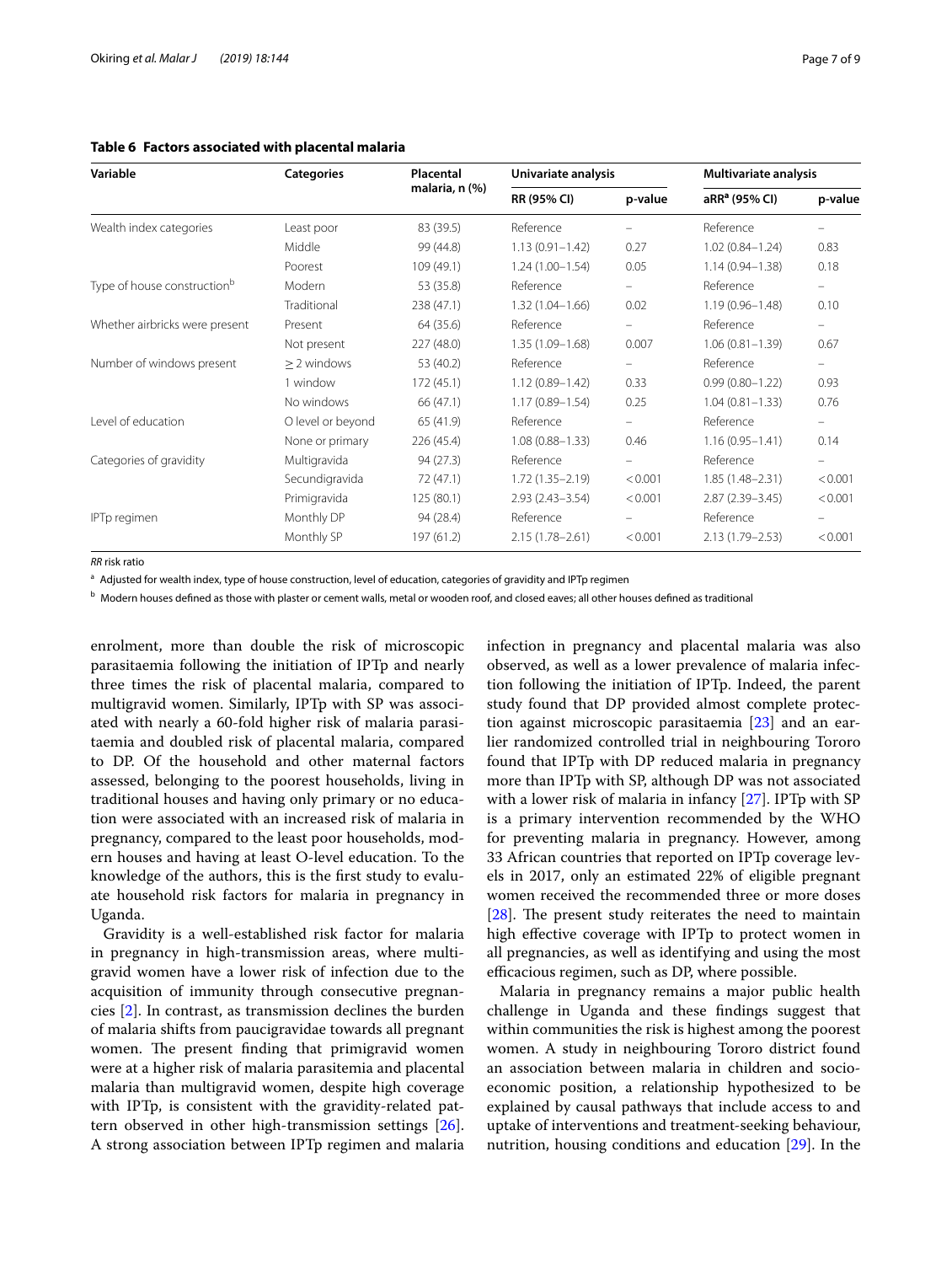**Table 6 Factors associated with placental malaria**

| Variable | Categories | Placental malaria, n (%) | Univariate analysis | | Multivariate analysis | |
|---|---|---|---|---|---|---|
| | | | RR (95% CI) | p-value | aRR[a] (95% CI) | p-value |
| Wealth index categories | Least poor | 83 (39.5) | Reference | – | Reference | – |
| | Middle | 99 (44.8) | 1.13 (0.91–1.42) | 0.27 | 1.02 (0.84–1.24) | 0.83 |
| | Poorest | 109 (49.1) | 1.24 (1.00–1.54) | 0.05 | 1.14 (0.94–1.38) | 0.18 |
| Type of house construction[b] | Modern | 53 (35.8) | Reference | – | Reference | – |
| | Traditional | 238 (47.1) | 1.32 (1.04–1.66) | 0.02 | 1.19 (0.96–1.48) | 0.10 |
| Whether airbricks were present | Present | 64 (35.6) | Reference | – | Reference | – |
| | Not present | 227 (48.0) | 1.35 (1.09–1.68) | 0.007 | 1.06 (0.81–1.39) | 0.67 |
| Number of windows present | ≥ 2 windows | 53 (40.2) | Reference | – | Reference | – |
| | 1 window | 172 (45.1) | 1.12 (0.89–1.42) | 0.33 | 0.99 (0.80–1.22) | 0.93 |
| | No windows | 66 (47.1) | 1.17 (0.89–1.54) | 0.25 | 1.04 (0.81–1.33) | 0.76 |
| Level of education | O level or beyond | 65 (41.9) | Reference | – | Reference | – |
| | None or primary | 226 (45.4) | 1.08 (0.88–1.33) | 0.46 | 1.16 (0.95–1.41) | 0.14 |
| Categories of gravidity | Multigravida | 94 (27.3) | Reference | – | Reference | – |
| | Secundigravida | 72 (47.1) | 1.72 (1.35–2.19) | < 0.001 | 1.85 (1.48–2.31) | < 0.001 |
| | Primigravida | 125 (80.1) | 2.93 (2.43–3.54) | < 0.001 | 2.87 (2.39–3.45) | < 0.001 |
| IPTp regimen | Monthly DP | 94 (28.4) | Reference | – | Reference | – |
| | Monthly SP | 197 (61.2) | 2.15 (1.78–2.61) | < 0.001 | 2.13 (1.79–2.53) | < 0.001 |

*RR* risk ratio

[a] Adjusted for wealth index, type of house construction, level of education, categories of gravidity and IPTp regimen

[b] Modern houses defined as those with plaster or cement walls, metal or wooden roof, and closed eaves; all other houses defined as traditional

enrolment, more than double the risk of microscopic parasitaemia following the initiation of IPTp and nearly three times the risk of placental malaria, compared to multigravid women. Similarly, IPTp with SP was associated with nearly a 60-fold higher risk of malaria parasitaemia and doubled risk of placental malaria, compared to DP. Of the household and other maternal factors assessed, belonging to the poorest households, living in traditional houses and having only primary or no education were associated with an increased risk of malaria in pregnancy, compared to the least poor households, modern houses and having at least O-level education. To the knowledge of the authors, this is the first study to evaluate household risk factors for malaria in pregnancy in Uganda.

Gravidity is a well-established risk factor for malaria in pregnancy in high-transmission areas, where multigravid women have a lower risk of infection due to the acquisition of immunity through consecutive pregnancies [2]. In contrast, as transmission declines the burden of malaria shifts from paucigravidae towards all pregnant women. The present finding that primigravid women were at a higher risk of malaria parasitemia and placental malaria than multigravid women, despite high coverage with IPTp, is consistent with the gravidity-related pattern observed in other high-transmission settings [26]. A strong association between IPTp regimen and malaria infection in pregnancy and placental malaria was also observed, as well as a lower prevalence of malaria infection following the initiation of IPTp. Indeed, the parent study found that DP provided almost complete protection against microscopic parasitaemia [23] and an earlier randomized controlled trial in neighbouring Tororo found that IPTp with DP reduced malaria in pregnancy more than IPTp with SP, although DP was not associated with a lower risk of malaria in infancy [27]. IPTp with SP is a primary intervention recommended by the WHO for preventing malaria in pregnancy. However, among 33 African countries that reported on IPTp coverage levels in 2017, only an estimated 22% of eligible pregnant women received the recommended three or more doses [28]. The present study reiterates the need to maintain high effective coverage with IPTp to protect women in all pregnancies, as well as identifying and using the most efficacious regimen, such as DP, where possible.

Malaria in pregnancy remains a major public health challenge in Uganda and these findings suggest that within communities the risk is highest among the poorest women. A study in neighbouring Tororo district found an association between malaria in children and socioeconomic position, a relationship hypothesized to be explained by causal pathways that include access to and uptake of interventions and treatment-seeking behaviour, nutrition, housing conditions and education [29]. In the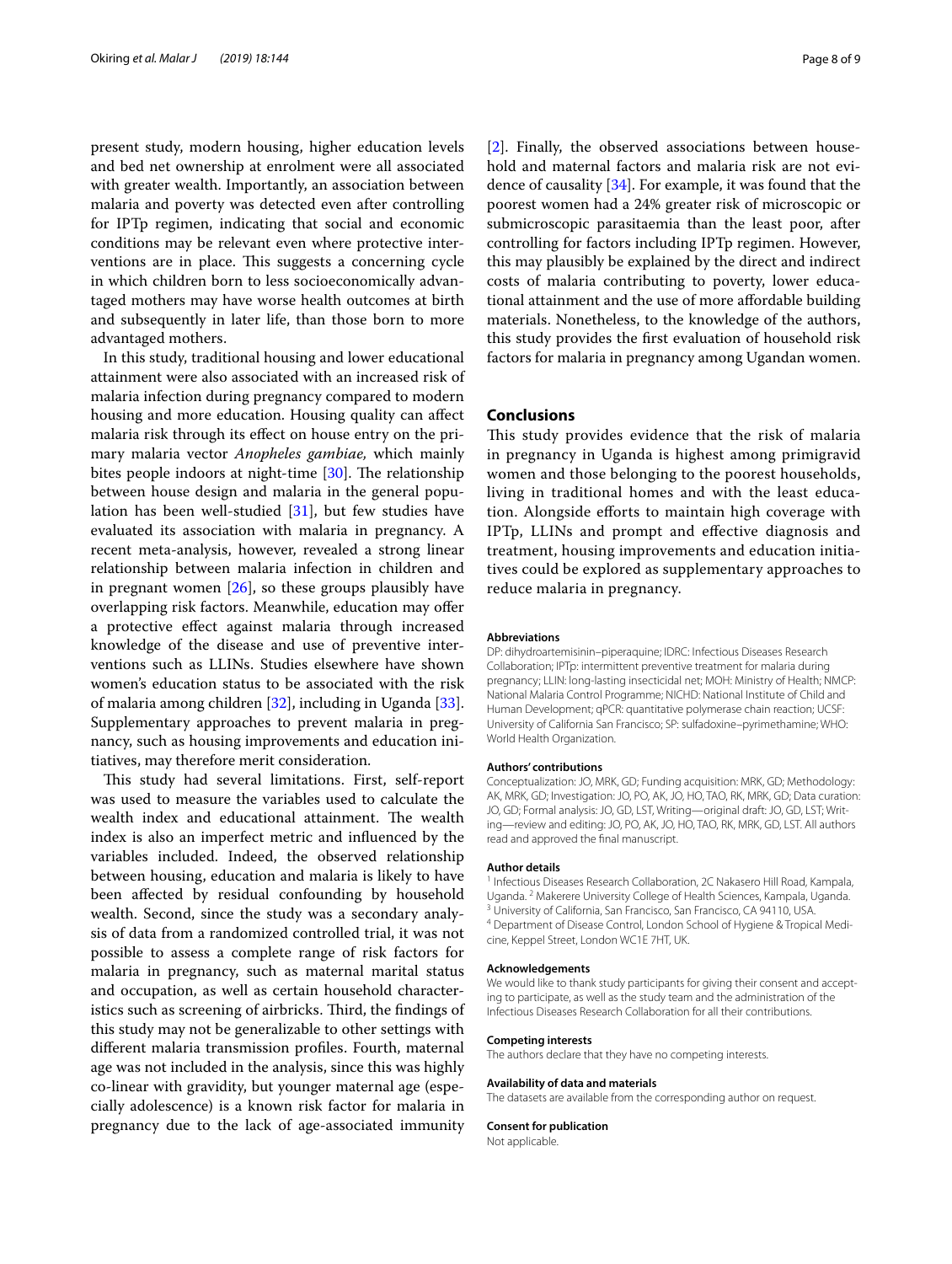present study, modern housing, higher education levels and bed net ownership at enrolment were all associated with greater wealth. Importantly, an association between malaria and poverty was detected even after controlling for IPTp regimen, indicating that social and economic conditions may be relevant even where protective interventions are in place. This suggests a concerning cycle in which children born to less socioeconomically advantaged mothers may have worse health outcomes at birth and subsequently in later life, than those born to more advantaged mothers.

In this study, traditional housing and lower educational attainment were also associated with an increased risk of malaria infection during pregnancy compared to modern housing and more education. Housing quality can affect malaria risk through its effect on house entry on the primary malaria vector *Anopheles gambiae,* which mainly bites people indoors at night-time [30]. The relationship between house design and malaria in the general population has been well-studied [31], but few studies have evaluated its association with malaria in pregnancy. A recent meta-analysis, however, revealed a strong linear relationship between malaria infection in children and in pregnant women [26], so these groups plausibly have overlapping risk factors. Meanwhile, education may offer a protective effect against malaria through increased knowledge of the disease and use of preventive interventions such as LLINs. Studies elsewhere have shown women's education status to be associated with the risk of malaria among children [32], including in Uganda [33]. Supplementary approaches to prevent malaria in pregnancy, such as housing improvements and education initiatives, may therefore merit consideration.

This study had several limitations. First, self-report was used to measure the variables used to calculate the wealth index and educational attainment. The wealth index is also an imperfect metric and influenced by the variables included. Indeed, the observed relationship between housing, education and malaria is likely to have been affected by residual confounding by household wealth. Second, since the study was a secondary analysis of data from a randomized controlled trial, it was not possible to assess a complete range of risk factors for malaria in pregnancy, such as maternal marital status and occupation, as well as certain household characteristics such as screening of airbricks. Third, the findings of this study may not be generalizable to other settings with different malaria transmission profiles. Fourth, maternal age was not included in the analysis, since this was highly co-linear with gravidity, but younger maternal age (especially adolescence) is a known risk factor for malaria in pregnancy due to the lack of age-associated immunity [2]. Finally, the observed associations between household and maternal factors and malaria risk are not evidence of causality [34]. For example, it was found that the poorest women had a 24% greater risk of microscopic or submicroscopic parasitaemia than the least poor, after controlling for factors including IPTp regimen. However, this may plausibly be explained by the direct and indirect costs of malaria contributing to poverty, lower educational attainment and the use of more affordable building materials. Nonetheless, to the knowledge of the authors, this study provides the first evaluation of household risk factors for malaria in pregnancy among Ugandan women.

## Conclusions

This study provides evidence that the risk of malaria in pregnancy in Uganda is highest among primigravid women and those belonging to the poorest households, living in traditional homes and with the least education. Alongside efforts to maintain high coverage with IPTp, LLINs and prompt and effective diagnosis and treatment, housing improvements and education initiatives could be explored as supplementary approaches to reduce malaria in pregnancy.

#### Abbreviations

DP: dihydroartemisinin–piperaquine; IDRC: Infectious Diseases Research Collaboration; IPTp: intermittent preventive treatment for malaria during pregnancy; LLIN: long-lasting insecticidal net; MOH: Ministry of Health; NMCP: National Malaria Control Programme; NICHD: National Institute of Child and Human Development; qPCR: quantitative polymerase chain reaction; UCSF: University of California San Francisco; SP: sulfadoxine–pyrimethamine; WHO: World Health Organization.

#### Authors' contributions

Conceptualization: JO, MRK, GD; Funding acquisition: MRK, GD; Methodology: AK, MRK, GD; Investigation: JO, PO, AK, JO, HO, TAO, RK, MRK, GD; Data curation: JO, GD; Formal analysis: JO, GD, LST, Writing—original draft: JO, GD, LST; Writing—review and editing: JO, PO, AK, JO, HO, TAO, RK, MRK, GD, LST. All authors read and approved the final manuscript.

#### Author details

[1] Infectious Diseases Research Collaboration, 2C Nakasero Hill Road, Kampala, Uganda. [2] Makerere University College of Health Sciences, Kampala, Uganda. [3] University of California, San Francisco, San Francisco, CA 94110, USA. [4] Department of Disease Control, London School of Hygiene & Tropical Medicine, Keppel Street, London WC1E 7HT, UK.

#### Acknowledgements

We would like to thank study participants for giving their consent and accepting to participate, as well as the study team and the administration of the Infectious Diseases Research Collaboration for all their contributions.

#### Competing interests

The authors declare that they have no competing interests.

#### Availability of data and materials

The datasets are available from the corresponding author on request.

#### Consent for publication

Not applicable.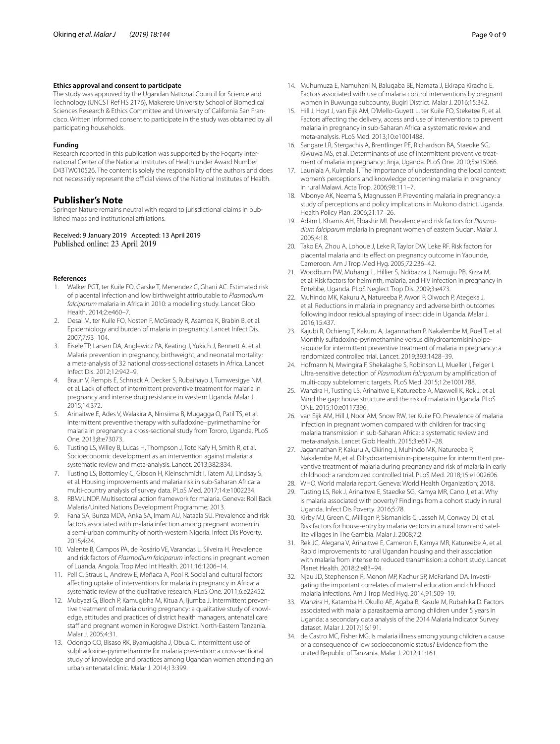#### Ethics approval and consent to participate

The study was approved by the Ugandan National Council for Science and Technology (UNCST Ref HS 2176), Makerere University School of Biomedical Sciences Research & Ethics Committee and University of California San Francisco. Written informed consent to participate in the study was obtained by all participating households.

#### Funding

Research reported in this publication was supported by the Fogarty International Center of the National Institutes of Health under Award Number D43TW010526. The content is solely the responsibility of the authors and does not necessarily represent the official views of the National Institutes of Health.

### Publisher's Note

Springer Nature remains neutral with regard to jurisdictional claims in published maps and institutional affiliations.

Received: 9 January 2019 Accepted: 13 April 2019
Published online: 23 April 2019

#### References

1. Walker PGT, ter Kuile FO, Garske T, Menendez C, Ghani AC. Estimated risk of placental infection and low birthweight attributable to *Plasmodium falciparum* malaria in Africa in 2010: a modelling study. Lancet Glob Health. 2014;2:e460–7.
2. Desai M, ter Kuile FO, Nosten F, McGready R, Asamoa K, Brabin B, et al. Epidemiology and burden of malaria in pregnancy. Lancet Infect Dis. 2007;7:93–104.
3. Eisele TP, Larsen DA, Anglewicz PA, Keating J, Yukich J, Bennett A, et al. Malaria prevention in pregnancy, birthweight, and neonatal mortality: a meta-analysis of 32 national cross-sectional datasets in Africa. Lancet Infect Dis. 2012;12:942–9.
4. Braun V, Rempis E, Schnack A, Decker S, Rubaihayo J, Tumwesigye NM, et al. Lack of effect of intermittent preventive treatment for malaria in pregnancy and intense drug resistance in western Uganda. Malar J. 2015;14:372.
5. Arinaitwe E, Ades V, Walakira A, Ninsiima B, Mugagga O, Patil TS, et al. Intermittent preventive therapy with sulfadoxine–pyrimethamine for malaria in pregnancy: a cross-sectional study from Tororo, Uganda. PLoS One. 2013;8:e73073.
6. Tusting LS, Willey B, Lucas H, Thompson J, Toto Kafy H, Smith R, et al. Socioeconomic development as an intervention against malaria: a systematic review and meta-analysis. Lancet. 2013;382:834.
7. Tusting LS, Bottomley C, Gibson H, Kleinschmidt I, Tatem AJ, Lindsay S, et al. Housing improvements and malaria risk in sub-Saharan Africa: a multi-country analysis of survey data. PLoS Med. 2017;14:e1002234.
8. RBM/UNDP. Multisectoral action framework for malaria. Geneva: Roll Back Malaria/United Nations Development Programme; 2013.
9. Fana SA, Bunza MDA, Anka SA, Imam AU, Nataala SU. Prevalence and risk factors associated with malaria infection among pregnant women in a semi-urban community of north-western Nigeria. Infect Dis Poverty. 2015;4:24.
10. Valente B, Campos PA, do Rosário VE, Varandas L, Silveira H. Prevalence and risk factors of *Plasmodium falciparum* infections in pregnant women of Luanda, Angola. Trop Med Int Health. 2011;16:1206–14.
11. Pell C, Straus L, Andrew E, Meñaca A, Pool R. Social and cultural factors affecting uptake of interventions for malaria in pregnancy in Africa: a systematic review of the qualitative research. PLoS One. 2011;6:e22452.
12. Mubyazi G, Bloch P, Kamugisha M, Kitua A, Ijumba J. Intermittent preventive treatment of malaria during pregnancy: a qualitative study of knowledge, attitudes and practices of district health managers, antenatal care staff and pregnant women in Korogwe District, North-Eastern Tanzania. Malar J. 2005;4:31.
13. Odongo CO, Bisaso RK, Byamugisha J, Obua C. Intermittent use of sulphadoxine-pyrimethamine for malaria prevention: a cross-sectional study of knowledge and practices among Ugandan women attending an urban antenatal clinic. Malar J. 2014;13:399.
14. Muhumuza E, Namuhani N, Balugaba BE, Namata J, Ekirapa Kiracho E. Factors associated with use of malaria control interventions by pregnant women in Buwunga subcounty, Bugiri District. Malar J. 2016;15:342.
15. Hill J, Hoyt J, van Eijk AM, D'Mello-Guyett L, ter Kuile FO, Steketee R, et al. Factors affecting the delivery, access and use of interventions to prevent malaria in pregnancy in sub-Saharan Africa: a systematic review and meta-analysis. PLoS Med. 2013;10:e1001488.
16. Sangare LR, Stergachis A, Brentlinger PE, Richardson BA, Staedke SG, Kiwuwa MS, et al. Determinants of use of intermittent preventive treatment of malaria in pregnancy: Jinja, Uganda. PLoS One. 2010;5:e15066.
17. Launiala A, Kulmala T. The importance of understanding the local context: women's perceptions and knowledge concerning malaria in pregnancy in rural Malawi. Acta Trop. 2006;98:111–7.
18. Mbonye AK, Neema S, Magnussen P. Preventing malaria in pregnancy: a study of perceptions and policy implications in Mukono district, Uganda. Health Policy Plan. 2006;21:17–26.
19. Adam I, Khamis AH, Elbashir MI. Prevalence and risk factors for *Plasmodium falciparum* malaria in pregnant women of eastern Sudan. Malar J. 2005;4:18.
20. Tako EA, Zhou A, Lohoue J, Leke R, Taylor DW, Leke RF. Risk factors for placental malaria and its effect on pregnancy outcome in Yaounde, Cameroon. Am J Trop Med Hyg. 2005;72:236–42.
21. Woodburn PW, Muhangi L, Hillier S, Ndibazza J, Namujju PB, Kizza M, et al. Risk factors for helminth, malaria, and HIV infection in pregnancy in Entebbe, Uganda. PLoS Neglect Trop Dis. 2009;3:e473.
22. Muhindo MK, Kakuru A, Natureeba P, Awori P, Olwoch P, Ategeka J, et al. Reductions in malaria in pregnancy and adverse birth outcomes following indoor residual spraying of insecticide in Uganda. Malar J. 2016;15:437.
23. Kajubi R, Ochieng T, Kakuru A, Jagannathan P, Nakalembe M, Ruel T, et al. Monthly sulfadoxine-pyrimethamine versus dihydroartemisininpiperaquine for intermittent preventive treatment of malaria in pregnancy: a randomized controlled trial. Lancet. 2019;393:1428–39.
24. Hofmann N, Mwingira F, Shekalaghe S, Robinson LJ, Mueller I, Felger I. Ultra-sensitive detection of *Plasmodium falciparum* by amplification of multi-copy subtelomeric targets. PLoS Med. 2015;12:e1001788.
25. Wanzira H, Tusting LS, Arinaitwe E, Katureebe A, Maxwell K, Rek J, et al. Mind the gap: house structure and the risk of malaria in Uganda. PLoS ONE. 2015;10:e0117396.
26. van Eijk AM, Hill J, Noor AM, Snow RW, ter Kuile FO. Prevalence of malaria infection in pregnant women compared with children for tracking malaria transmission in sub-Saharan Africa: a systematic review and meta-analysis. Lancet Glob Health. 2015;3:e617–28.
27. Jagannathan P, Kakuru A, Okiring J, Muhindo MK, Natureeba P, Nakalembe M, et al. Dihydroartemisinin-piperaquine for intermittent preventive treatment of malaria during pregnancy and risk of malaria in early childhood: a randomized controlled trial. PLoS Med. 2018;15:e1002606.
28. WHO. World malaria report. Geneva: World Health Organization; 2018.
29. Tusting LS, Rek J, Arinaitwe E, Staedke SG, Kamya MR, Cano J, et al. Why is malaria associated with poverty? Findings from a cohort study in rural Uganda. Infect Dis Poverty. 2016;5:78.
30. Kirby MJ, Green C, Milligan P, Sismanidis C, Jasseh M, Conway DJ, et al. Risk factors for house-entry by malaria vectors in a rural town and satellite villages in The Gambia. Malar J. 2008;7:2.
31. Rek JC, Alegana V, Arinaitwe E, Cameron E, Kamya MR, Katureebe A, et al. Rapid improvements to rural Ugandan housing and their association with malaria from intense to reduced transmission: a cohort study. Lancet Planet Health. 2018;2:e83–94.
32. Njau JD, Stephenson R, Menon MP, Kachur SP, McFarland DA. Investigating the important correlates of maternal education and childhood malaria infections. Am J Trop Med Hyg. 2014;91:509–19.
33. Wanzira H, Katamba H, Okullo AE, Agaba B, Kasule M, Rubahika D. Factors associated with malaria parasitaemia among children under 5 years in Uganda: a secondary data analysis of the 2014 Malaria Indicator Survey dataset. Malar J. 2017;16:191.
34. de Castro MC, Fisher MG. Is malaria illness among young children a cause or a consequence of low socioeconomic status? Evidence from the united Republic of Tanzania. Malar J. 2012;11:161.